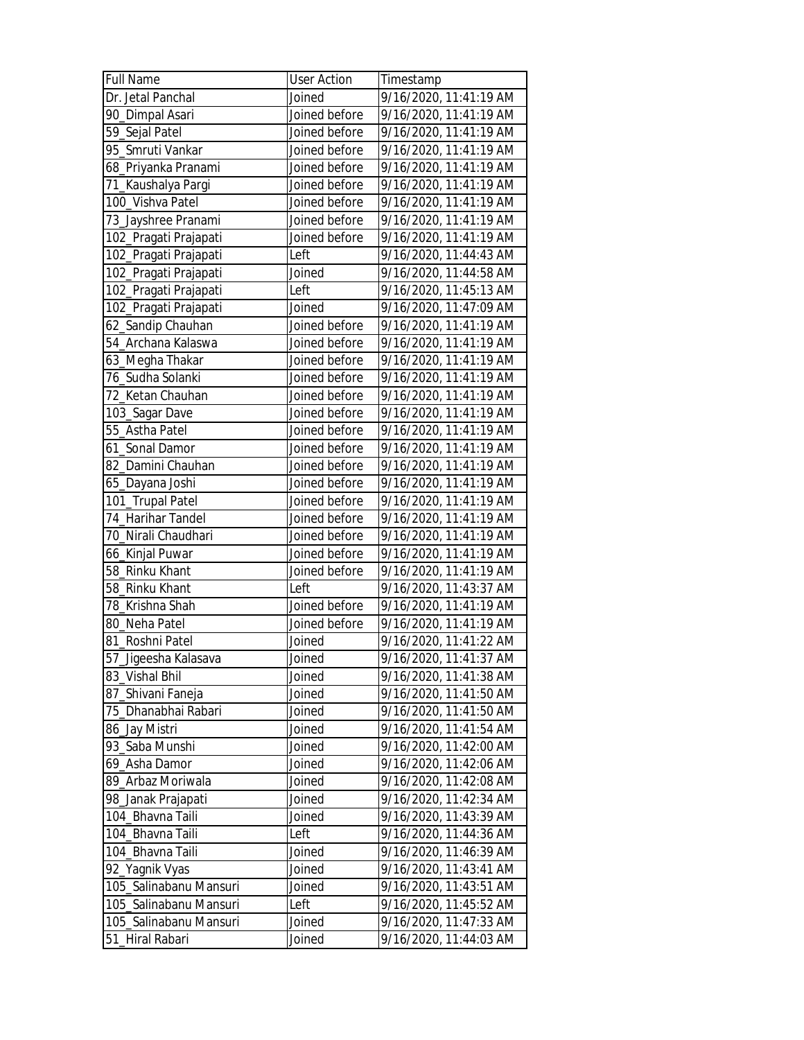| Full Name | User Action | Timestamp |
| --- | --- | --- |
| Dr. Jetal Panchal | Joined | 9/16/2020, 11:41:19 AM |
| 90_Dimpal Asari | Joined before | 9/16/2020, 11:41:19 AM |
| 59_Sejal Patel | Joined before | 9/16/2020, 11:41:19 AM |
| 95_Smruti Vankar | Joined before | 9/16/2020, 11:41:19 AM |
| 68_Priyanka Pranami | Joined before | 9/16/2020, 11:41:19 AM |
| 71_Kaushalya Pargi | Joined before | 9/16/2020, 11:41:19 AM |
| 100_Vishva Patel | Joined before | 9/16/2020, 11:41:19 AM |
| 73_Jayshree Pranami | Joined before | 9/16/2020, 11:41:19 AM |
| 102_Pragati Prajapati | Joined before | 9/16/2020, 11:41:19 AM |
| 102_Pragati Prajapati | Left | 9/16/2020, 11:44:43 AM |
| 102_Pragati Prajapati | Joined | 9/16/2020, 11:44:58 AM |
| 102_Pragati Prajapati | Left | 9/16/2020, 11:45:13 AM |
| 102_Pragati Prajapati | Joined | 9/16/2020, 11:47:09 AM |
| 62_Sandip Chauhan | Joined before | 9/16/2020, 11:41:19 AM |
| 54_Archana Kalaswa | Joined before | 9/16/2020, 11:41:19 AM |
| 63_Megha Thakar | Joined before | 9/16/2020, 11:41:19 AM |
| 76_Sudha Solanki | Joined before | 9/16/2020, 11:41:19 AM |
| 72_Ketan Chauhan | Joined before | 9/16/2020, 11:41:19 AM |
| 103_Sagar Dave | Joined before | 9/16/2020, 11:41:19 AM |
| 55_Astha Patel | Joined before | 9/16/2020, 11:41:19 AM |
| 61_Sonal Damor | Joined before | 9/16/2020, 11:41:19 AM |
| 82_Damini Chauhan | Joined before | 9/16/2020, 11:41:19 AM |
| 65_Dayana Joshi | Joined before | 9/16/2020, 11:41:19 AM |
| 101_Trupal Patel | Joined before | 9/16/2020, 11:41:19 AM |
| 74_Harihar Tandel | Joined before | 9/16/2020, 11:41:19 AM |
| 70_Nirali Chaudhari | Joined before | 9/16/2020, 11:41:19 AM |
| 66_Kinjal Puwar | Joined before | 9/16/2020, 11:41:19 AM |
| 58_Rinku Khant | Joined before | 9/16/2020, 11:41:19 AM |
| 58_Rinku Khant | Left | 9/16/2020, 11:43:37 AM |
| 78_Krishna Shah | Joined before | 9/16/2020, 11:41:19 AM |
| 80_Neha Patel | Joined before | 9/16/2020, 11:41:19 AM |
| 81_Roshni Patel | Joined | 9/16/2020, 11:41:22 AM |
| 57_Jigeesha Kalasava | Joined | 9/16/2020, 11:41:37 AM |
| 83_Vishal Bhil | Joined | 9/16/2020, 11:41:38 AM |
| 87_Shivani Faneja | Joined | 9/16/2020, 11:41:50 AM |
| 75_Dhanabhai Rabari | Joined | 9/16/2020, 11:41:50 AM |
| 86_Jay Mistri | Joined | 9/16/2020, 11:41:54 AM |
| 93_Saba Munshi | Joined | 9/16/2020, 11:42:00 AM |
| 69_Asha Damor | Joined | 9/16/2020, 11:42:06 AM |
| 89_Arbaz Moriwala | Joined | 9/16/2020, 11:42:08 AM |
| 98_Janak Prajapati | Joined | 9/16/2020, 11:42:34 AM |
| 104_Bhavna Taili | Joined | 9/16/2020, 11:43:39 AM |
| 104_Bhavna Taili | Left | 9/16/2020, 11:44:36 AM |
| 104_Bhavna Taili | Joined | 9/16/2020, 11:46:39 AM |
| 92_Yagnik Vyas | Joined | 9/16/2020, 11:43:41 AM |
| 105_Salinabanu Mansuri | Joined | 9/16/2020, 11:43:51 AM |
| 105_Salinabanu Mansuri | Left | 9/16/2020, 11:45:52 AM |
| 105_Salinabanu Mansuri | Joined | 9/16/2020, 11:47:33 AM |
| 51_Hiral Rabari | Joined | 9/16/2020, 11:44:03 AM |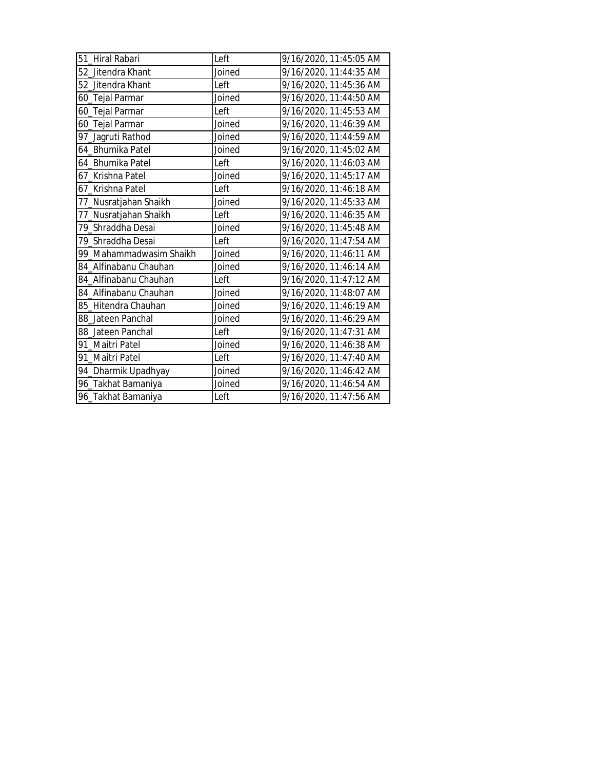| | | |
|---|---|---|
| 51_Hiral Rabari | Left | 9/16/2020, 11:45:05 AM |
| 52_Jitendra Khant | Joined | 9/16/2020, 11:44:35 AM |
| 52_Jitendra Khant | Left | 9/16/2020, 11:45:36 AM |
| 60_Tejal Parmar | Joined | 9/16/2020, 11:44:50 AM |
| 60_Tejal Parmar | Left | 9/16/2020, 11:45:53 AM |
| 60_Tejal Parmar | Joined | 9/16/2020, 11:46:39 AM |
| 97_Jagruti Rathod | Joined | 9/16/2020, 11:44:59 AM |
| 64_Bhumika Patel | Joined | 9/16/2020, 11:45:02 AM |
| 64_Bhumika Patel | Left | 9/16/2020, 11:46:03 AM |
| 67_Krishna Patel | Joined | 9/16/2020, 11:45:17 AM |
| 67_Krishna Patel | Left | 9/16/2020, 11:46:18 AM |
| 77_Nusratjahan Shaikh | Joined | 9/16/2020, 11:45:33 AM |
| 77_Nusratjahan Shaikh | Left | 9/16/2020, 11:46:35 AM |
| 79_Shraddha Desai | Joined | 9/16/2020, 11:45:48 AM |
| 79_Shraddha Desai | Left | 9/16/2020, 11:47:54 AM |
| 99_Mahammadwasim Shaikh | Joined | 9/16/2020, 11:46:11 AM |
| 84_Alfinabanu Chauhan | Joined | 9/16/2020, 11:46:14 AM |
| 84_Alfinabanu Chauhan | Left | 9/16/2020, 11:47:12 AM |
| 84_Alfinabanu Chauhan | Joined | 9/16/2020, 11:48:07 AM |
| 85_Hitendra Chauhan | Joined | 9/16/2020, 11:46:19 AM |
| 88_Jateen Panchal | Joined | 9/16/2020, 11:46:29 AM |
| 88_Jateen Panchal | Left | 9/16/2020, 11:47:31 AM |
| 91_Maitri Patel | Joined | 9/16/2020, 11:46:38 AM |
| 91_Maitri Patel | Left | 9/16/2020, 11:47:40 AM |
| 94_Dharmik Upadhyay | Joined | 9/16/2020, 11:46:42 AM |
| 96_Takhat Bamaniya | Joined | 9/16/2020, 11:46:54 AM |
| 96_Takhat Bamaniya | Left | 9/16/2020, 11:47:56 AM |